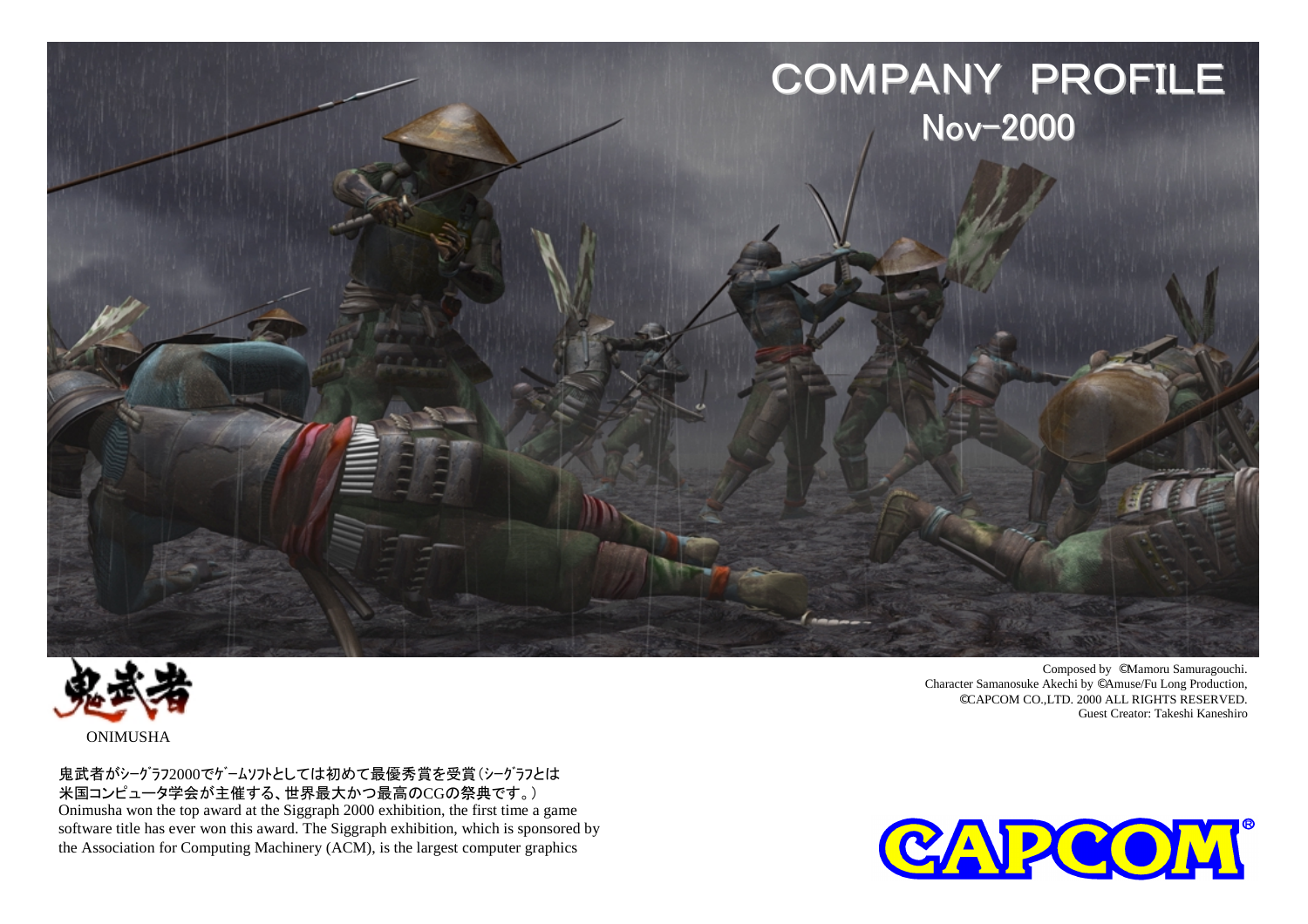# COMPANY PROFILE

## Nov-2000

Composed by ©Mamoru Samuragouchi.
Character Samanosuke Akechi by ©Amuse/Fu Long Production,
©CAPCOM CO.,LTD. 2000 ALL RIGHTS RESERVED.
Guest Creator: Takeshi Kaneshiro

鬼武者

ONIMUSHA

鬼武者がｼｰｸﾞﾗﾌ2000でｹﾞｰﾑｿﾌﾄとしては初めて最優秀賞を受賞（ｼｰｸﾞﾗﾌとは米国コンピュータ学会が主催する、世界最大かつ最高のCGの祭典です。）

Onimusha won the top award at the Siggraph 2000 exhibition, the first time a game software title has ever won this award. The Siggraph exhibition, which is sponsored by the Association for Computing Machinery (ACM), is the largest computer graphics

CAPCOM®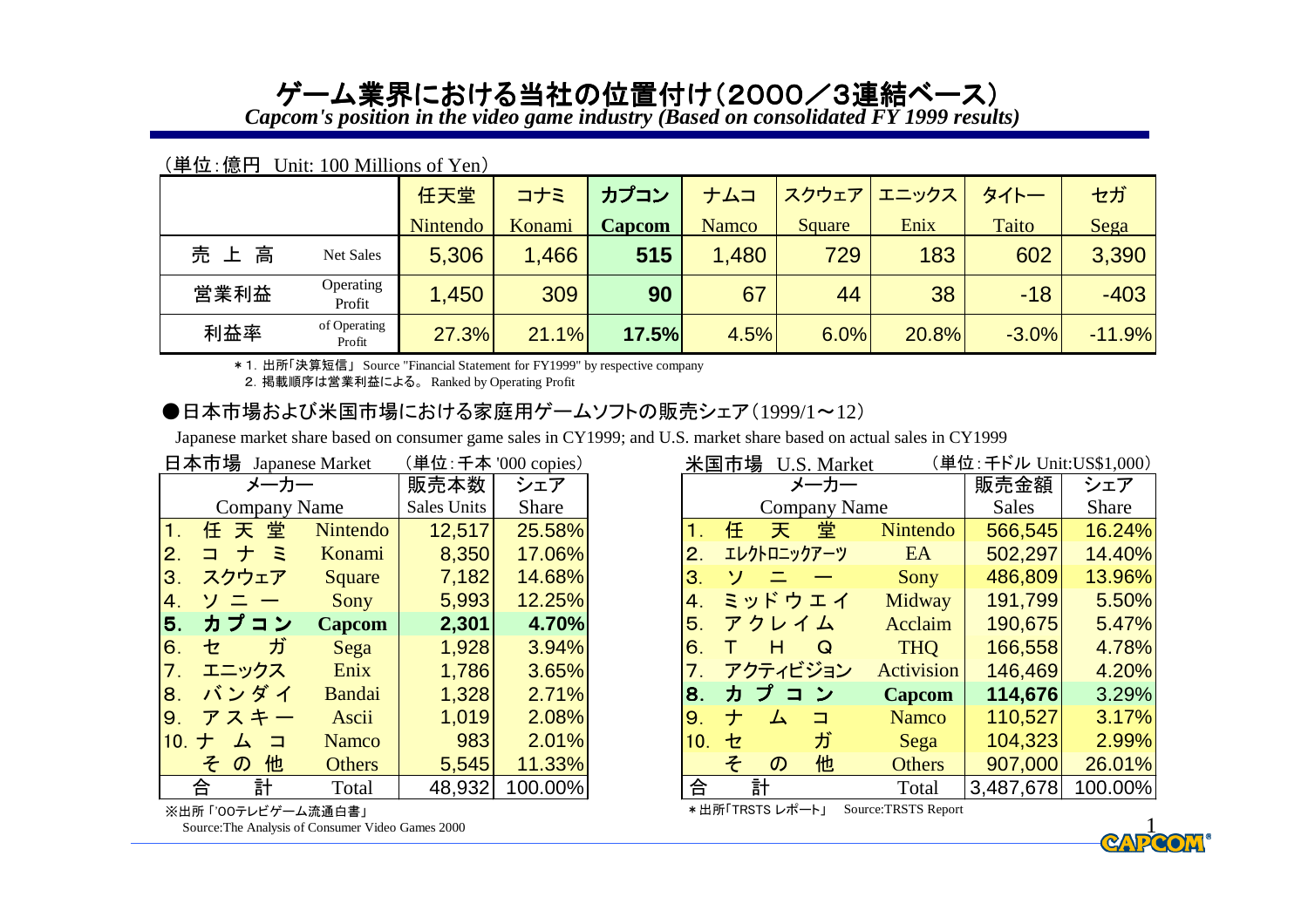# ゲーム業界における当社の位置付け（2000／3連結ベース）

*Capcom's position in the video game industry (Based on consolidated FY 1999 results)*

（単位：億円　Unit: 100 Millions of Yen）

| | | 任天堂 Nintendo | コナミ Konami | **カプコン Capcom** | ナムコ Namco | スクウェア Square | エニックス Enix | タイトー Taito | セガ Sega |
|---|---|---|---|---|---|---|---|---|---|
| 売上高 | Net Sales | 5,306 | 1,466 | **515** | 1,480 | 729 | 183 | 602 | 3,390 |
| 営業利益 | Operating Profit | 1,450 | 309 | **90** | 67 | 44 | 38 | -18 | -403 |
| 利益率 | of Operating Profit | 27.3% | 21.1% | **17.5%** | 4.5% | 6.0% | 20.8% | -3.0% | -11.9% |

＊1. 出所「決算短信」 Source "Financial Statement for FY1999" by respective company

2. 掲載順序は営業利益による。 Ranked by Operating Profit

## ●日本市場および米国市場における家庭用ゲームソフトの販売シェア（1999/1〜12）

Japanese market share based on consumer game sales in CY1999; and U.S. market share based on actual sales in CY1999

日本市場 Japanese Market　（単位：千本 '000 copies）

| メーカー Company Name | | 販売本数 Sales Units | シェア Share |
|---|---|---|---|
| 1. 任天堂 | Nintendo | 12,517 | 25.58% |
| 2. コナミ | Konami | 8,350 | 17.06% |
| 3. スクウェア | Square | 7,182 | 14.68% |
| 4. ソニー | Sony | 5,993 | 12.25% |
| **5. カプコン** | **Capcom** | **2,301** | **4.70%** |
| 6. セガ | Sega | 1,928 | 3.94% |
| 7. エニックス | Enix | 1,786 | 3.65% |
| 8. バンダイ | Bandai | 1,328 | 2.71% |
| 9. アスキー | Ascii | 1,019 | 2.08% |
| 10. ナムコ | Namco | 983 | 2.01% |
| その他 | Others | 5,545 | 11.33% |
| 合計 | Total | 48,932 | 100.00% |

※出所「'00テレビゲーム流通白書」

Source:The Analysis of Consumer Video Games 2000

米国市場 U.S. Market　（単位：千ドル Unit:US$1,000）

| メーカー Company Name | | 販売金額 Sales | シェア Share |
|---|---|---|---|
| 1. 任天堂 | Nintendo | 566,545 | 16.24% |
| 2. エレクトロニックアーツ | EA | 502,297 | 14.40% |
| 3. ソニー | Sony | 486,809 | 13.96% |
| 4. ミッドウエイ | Midway | 191,799 | 5.50% |
| 5. アクレイム | Acclaim | 190,675 | 5.47% |
| 6. THQ | THQ | 166,558 | 4.78% |
| 7. アクティビジョン | Activision | 146,469 | 4.20% |
| **8. カプコン** | **Capcom** | **114,676** | **3.29%** |
| 9. ナムコ | Namco | 110,527 | 3.17% |
| 10. セガ | Sega | 104,323 | 2.99% |
| その他 | Others | 907,000 | 26.01% |
| 合計 | Total | 3,487,678 | 100.00% |

＊出所「TRSTS レポート」 Source:TRSTS Report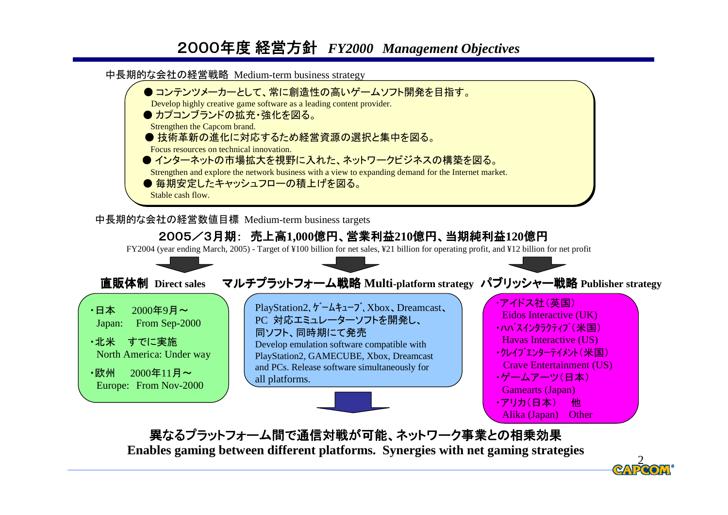# 2000年度 経営方針 *FY2000 Management Objectives*

## 中長期的な会社の経営戦略 Medium-term business strategy

- ● コンテンツメーカーとして、常に創造性の高いゲームソフト開発を目指す。
  Develop highly creative game software as a leading content provider.
- ● カプコンブランドの拡充・強化を図る。
  Strengthen the Capcom brand.
- ● 技術革新の進化に対応するため経営資源の選択と集中を図る。
  Focus resources on technical innovation.
- ● インターネットの市場拡大を視野に入れた、ネットワークビジネスの構築を図る。
  Strengthen and explore the network business with a view to expanding demand for the Internet market.
- ● 毎期安定したキャッシュフローの積上げを図る。
  Stable cash flow.

## 中長期的な会社の経営数値目標 Medium-term business targets

**2005／3月期: 売上高1,000億円、営業利益210億円、当期純利益120億円**

FY2004 (year ending March, 2005) - Target of ¥100 billion for net sales, ¥21 billion for operating profit, and ¥12 billion for net profit

### 直販体制 Direct sales

- ・日本　2000年9月～
  Japan: From Sep-2000
- ・北米　すでに実施
  North America: Under way
- ・欧州　2000年11月～
  Europe: From Nov-2000

### マルチプラットフォーム戦略 Multi-platform strategy

PlayStation2、ｹﾞｰﾑｷｭｰﾌﾞ、Xbox、Dreamcast、PC 対応エミュレーターソフトを開発し、同ソフト、同時期にて発売

Develop emulation software compatible with PlayStation2, GAMECUBE, Xbox, Dreamcast and PCs. Release software simultaneously for all platforms.

### パブリッシャー戦略 Publisher strategy

- ・アイドス社（英国）
  Eidos Interactive (UK)
- ・ﾊﾊﾞｽｲﾝﾀﾗｸﾃｨﾌﾞ（米国）
  Havas Interactive (US)
- ・ｸﾚｲﾌﾞｴﾝﾀｰﾃｲﾒﾝﾄ（米国）
  Crave Entertainment (US)
- ・ゲームアーツ（日本）
  Gamearts (Japan)
- ・アリカ（日本）　他
  Alika (Japan)　Other

**異なるプラットフォーム間で通信対戦が可能、ネットワーク事業との相乗効果**
**Enables gaming between different platforms. Synergies with net gaming strategies**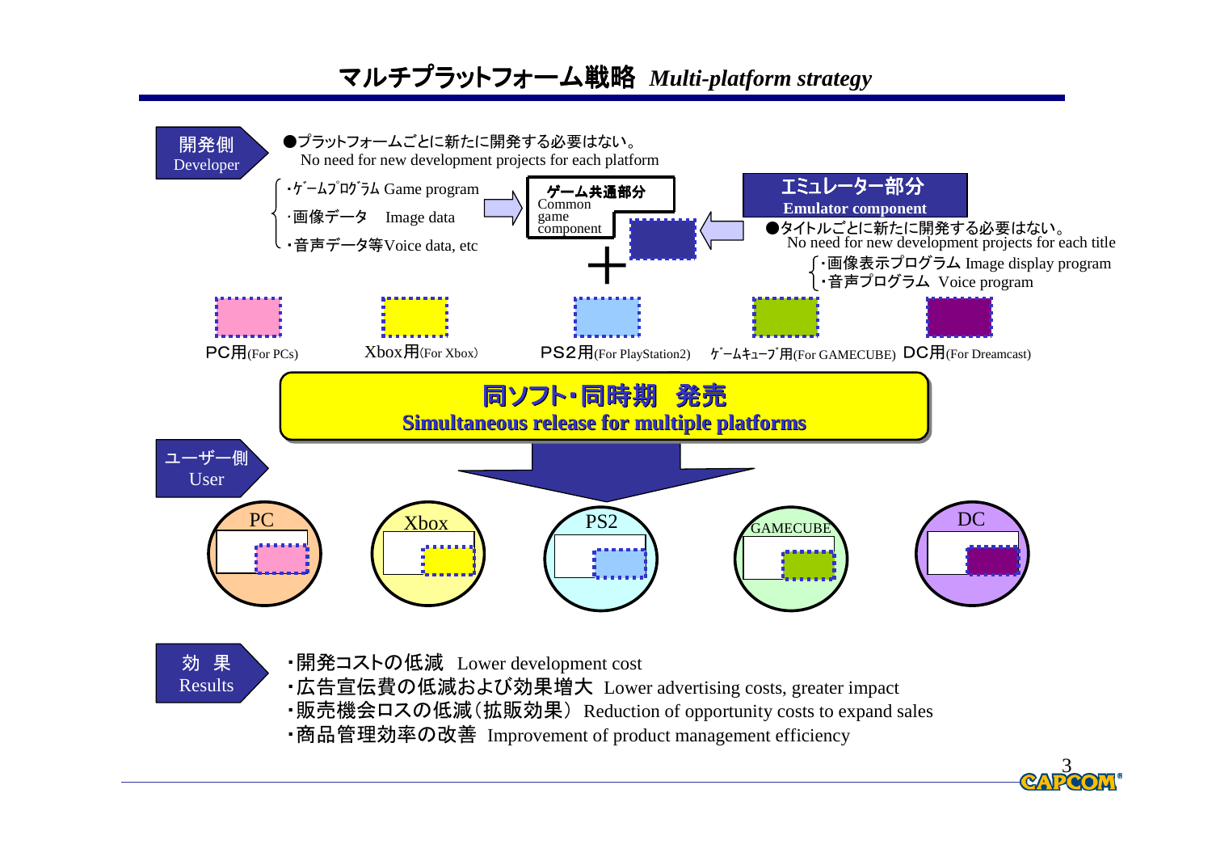# マルチプラットフォーム戦略 *Multi-platform strategy*

**開発側 Developer**

●プラットフォームごとに新たに開発する必要はない。
No need for new development projects for each platform

- ・ｹﾞｰﾑﾌﾟﾛｸﾞﾗﾑ Game program
- ・画像データ Image data
- ・音声データ等Voice data, etc

**ゲーム共通部分** Common game component

＋

**エミュレーター部分 Emulator component**

●タイトルごとに新たに開発する必要はない。
No need for new development projects for each title

- ・画像表示プログラム Image display program
- ・音声プログラム Voice program

PC用(For PCs)　Xbox用(For Xbox)　PS2用(For PlayStation2)　ｹﾞｰﾑｷｭｰﾌﾞ用(For GAMECUBE)　DC用(For Dreamcast)

**同ソフト・同時期 発売**
**Simultaneous release for multiple platforms**

**ユーザー側 User**

PC　Xbox　PS2　GAMECUBE　DC

**効 果 Results**

- ・開発コストの低減 Lower development cost
- ・広告宣伝費の低減および効果増大 Lower advertising costs, greater impact
- ・販売機会ロスの低減（拡販効果） Reduction of opportunity costs to expand sales
- ・商品管理効率の改善 Improvement of product management efficiency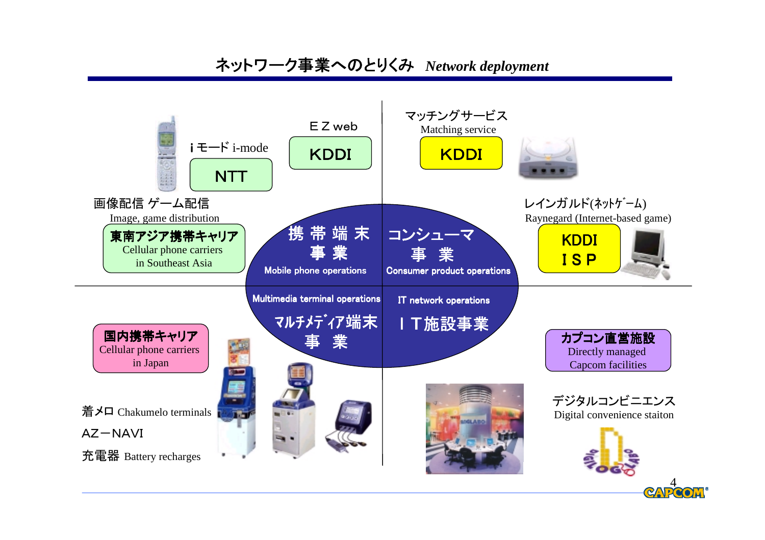# ネットワーク事業へのとりくみ *Network deployment*

## 携帯端末事業 Mobile phone operations

iモード i-mode
NTT

ＥＺweb
KDDI

画像配信 ゲーム配信
Image, game distribution

**東南アジア携帯キャリア**
Cellular phone carriers in Southeast Asia

## コンシューマ事業 Consumer product operations

マッチングサービス
Matching service
KDDI

レインガルド(ネットゲーム)
Raynegard (Internet-based game)
KDDI
ＩＳＰ

## マルチメディア端末事業 Multimedia terminal operations

**国内携帯キャリア**
Cellular phone carriers in Japan

着メロ Chakumelo terminals

AZ－NAVI

充電器 Battery recharges

## ＩＴ施設事業 IT network operations

**カプコン直営施設**
Directly managed Capcom facilities

デジタルコンビニエンス
Digital convenience staiton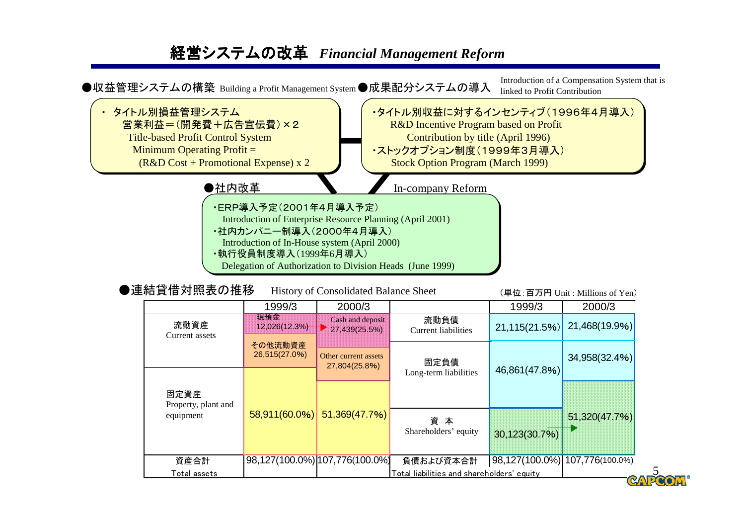# 経営システムの改革 *Financial Management Reform*

## ●収益管理システムの構築 Building a Profit Management System

- タイトル別損益管理システム
  営業利益＝(開発費＋広告宣伝費)×２
  Title-based Profit Control System
  Minimum Operating Profit = (R&D Cost + Promotional Expense) x 2

## ●成果配分システムの導入 Introduction of a Compensation System that is linked to Profit Contribution

- ・タイトル別収益に対するインセンティブ(1996年4月導入)
  R&D Incentive Program based on Profit Contribution by title (April 1996)
- ・ストックオプション制度(1999年3月導入)
  Stock Option Program (March 1999)

## ●社内改革 In-company Reform

- ・ERP導入予定(2001年4月導入予定)
  Introduction of Enterprise Resource Planning (April 2001)
- ・社内カンパニー制導入(2000年4月導入)
  Introduction of In-House system (April 2000)
- ・執行役員制度導入(1999年6月導入)
  Delegation of Authorization to Division Heads (June 1999)

## ●連結貸借対照表の推移 History of Consolidated Balance Sheet

(単位:百万円 Unit : Millions of Yen)

| | 1999/3 | 2000/3 | | 1999/3 | 2000/3 |
|---|---|---|---|---|---|
| 流動資産 Current assets | 現預金 12,026(12.3%) | Cash and deposit 27,439(25.5%) | 流動負債 Current liabilities | 21,115(21.5%) | 21,468(19.9%) |
| | その他流動資産 26,515(27.0%) | Other current assets 27,804(25.8%) | 固定負債 Long-term liabilities | 46,861(47.8%) | 34,958(32.4%) |
| 固定資産 Property, plant and equipment | 58,911(60.0%) | 51,369(47.7%) | 資本 Shareholders' equity | 30,123(30.7%) | 51,320(47.7%) |
| 資産合計 Total assets | 98,127(100.0%) | 107,776(100.0%) | 負債および資本合計 Total liabilities and shareholders' equity | 98,127(100.0%) | 107,776(100.0%) |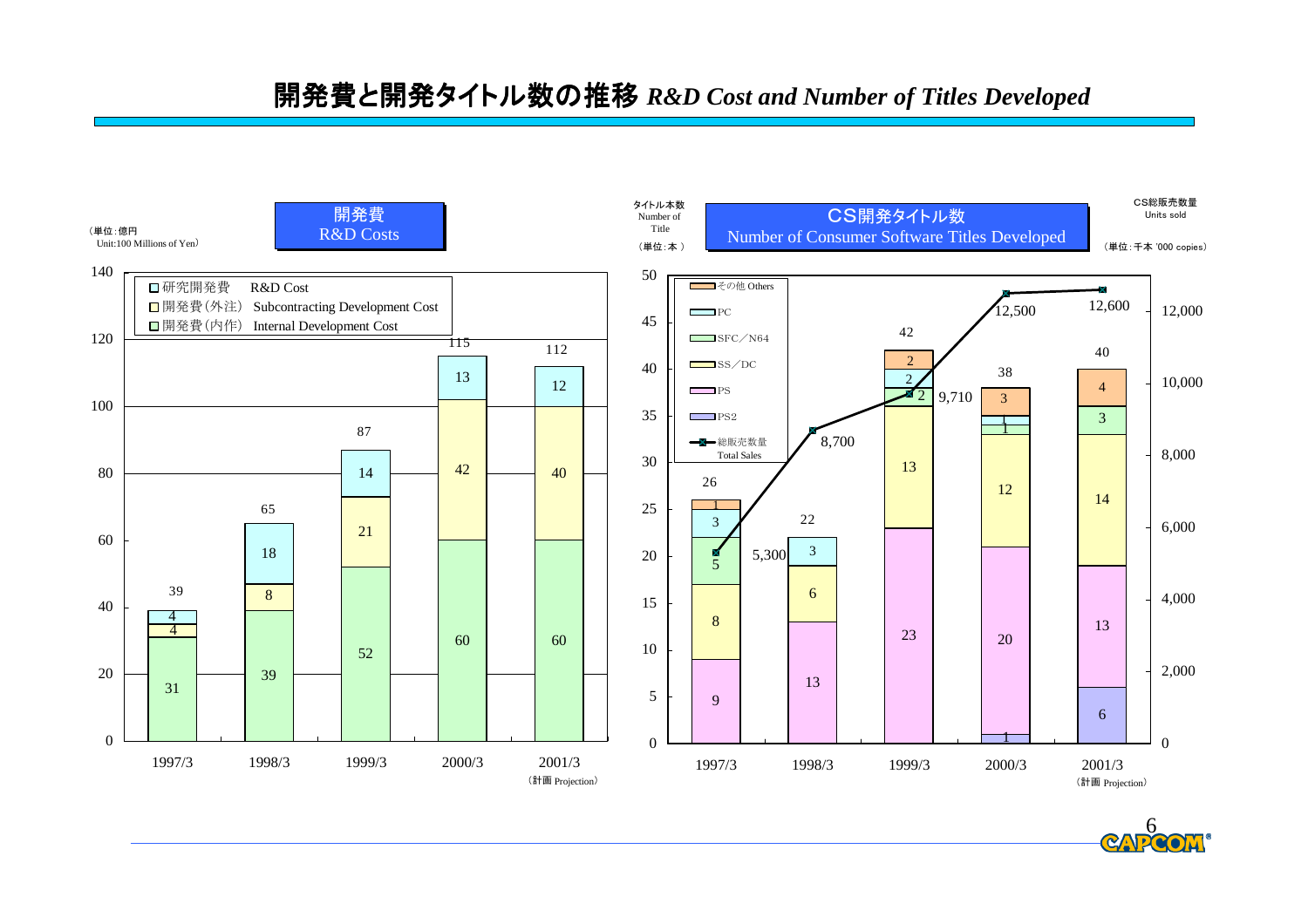# 開発費と開発タイトル数の推移 *R&D Cost and Number of Titles Developed*

## 開発費 R&D Costs

（単位：億円 Unit:100 Millions of Yen）

| | 1997/3 | 1998/3 | 1999/3 | 2000/3 | 2001/3（計画 Projection） |
|---|---|---|---|---|---|
| 研究開発費 R&D Cost | 4 | 18 | 14 | 13 | 12 |
| 開発費（外注） Subcontracting Development Cost | 4 | 8 | 21 | 42 | 40 |
| 開発費（内作） Internal Development Cost | 31 | 39 | 52 | 60 | 60 |
| 合計 | 39 | 65 | 87 | 115 | 112 |

## CS開発タイトル数 Number of Consumer Software Titles Developed

タイトル本数 Number of Title（単位：本）

CS総販売数量 Units sold（単位：千本 '000 copies）

| | 1997/3 | 1998/3 | 1999/3 | 2000/3 | 2001/3（計画 Projection） |
|---|---|---|---|---|---|
| その他 Others | 1 | | 2 | 3 | 4 |
| PC | 3 | 3 | 2 | 1 | |
| SFC／N64 | 5 | | 2 | 1 | 3 |
| SS／DC | 8 | 6 | 13 | 12 | 14 |
| PS | 9 | 13 | 23 | 20 | 13 |
| PS2 | | | | 1 | 6 |
| 合計 | 26 | 22 | 42 | 38 | 40 |
| 総販売数量 Total Sales | 5,300 | 8,700 | 9,710 | 12,500 | 12,600 |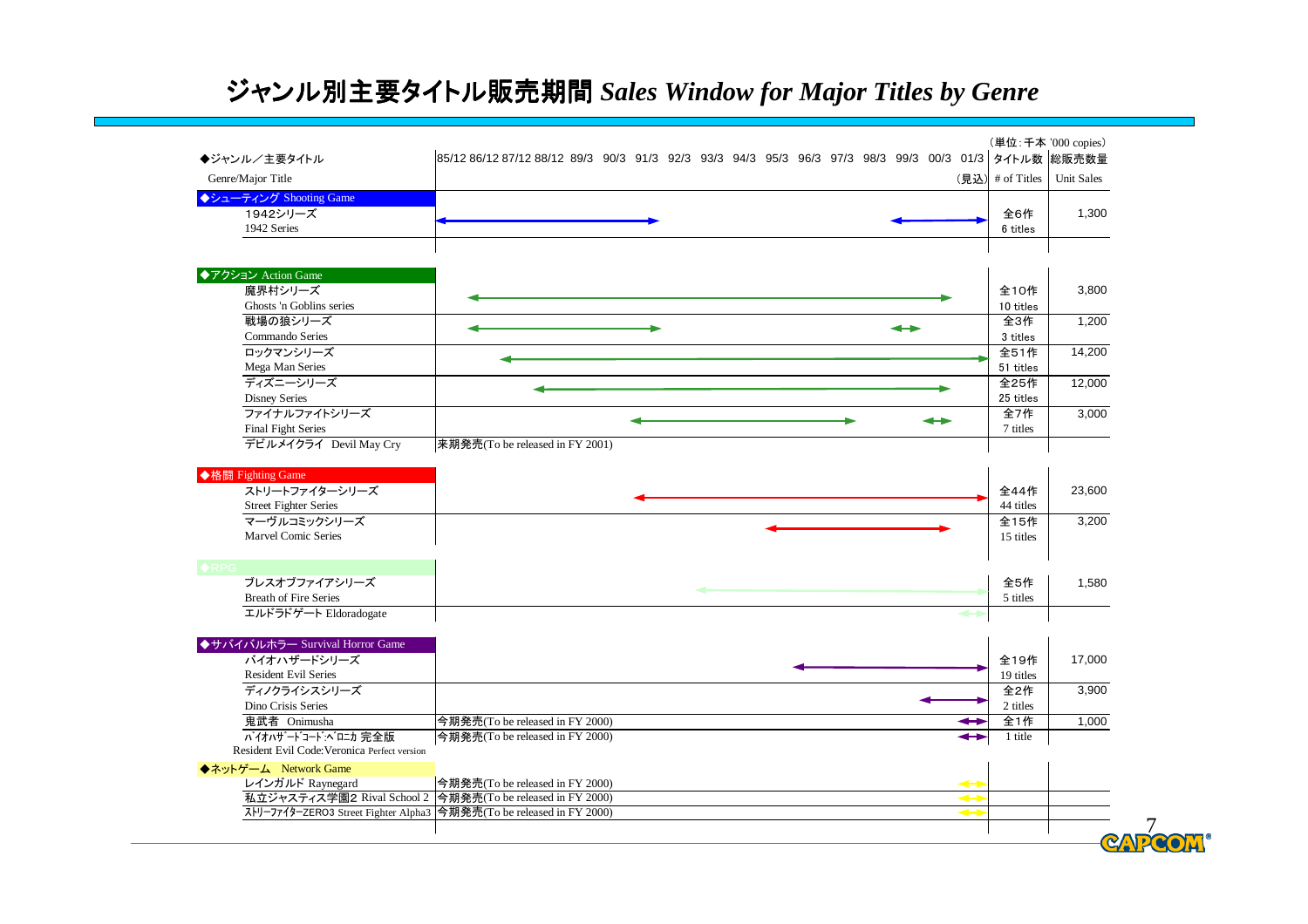# ジャンル別主要タイトル販売期間 *Sales Window for Major Titles by Genre*

（単位：千本 '000 copies）

| ◆ジャンル／主要タイトル Genre/Major Title | 85/12 86/12 87/12 88/12 89/3 90/3 91/3 92/3 93/3 94/3 95/3 96/3 97/3 98/3 99/3 00/3 01/3 (見込) | タイトル数 # of Titles | 総販売数量 Unit Sales |
|---|---|---|---|
| **◆シューティング Shooting Game** | | | |
| 1942シリーズ 1942 Series | | 全6作 6 titles | 1,300 |
| **◆アクション Action Game** | | | |
| 魔界村シリーズ Ghosts 'n Goblins series | | 全10作 10 titles | 3,800 |
| 戦場の狼シリーズ Commando Series | | 全3作 3 titles | 1,200 |
| ロックマンシリーズ Mega Man Series | | 全51作 51 titles | 14,200 |
| ディズニーシリーズ Disney Series | | 全25作 25 titles | 12,000 |
| ファイナルファイトシリーズ Final Fight Series | | 全7作 7 titles | 3,000 |
| デビルメイクライ Devil May Cry | 来期発売(To be released in FY 2001) | | |
| **◆格闘 Fighting Game** | | | |
| ストリートファイターシリーズ Street Fighter Series | | 全44作 44 titles | 23,600 |
| マーヴルコミックシリーズ Marvel Comic Series | | 全15作 15 titles | 3,200 |
| **◆RPG** | | | |
| ブレスオブファイアシリーズ Breath of Fire Series | | 全5作 5 titles | 1,580 |
| エルドラドゲート Eldoradogate | | | |
| **◆サバイバルホラー Survival Horror Game** | | | |
| バイオハザードシリーズ Resident Evil Series | | 全19作 19 titles | 17,000 |
| ディノクライシスシリーズ Dino Crisis Series | | 全2作 2 titles | 3,900 |
| 鬼武者 Onimusha | 今期発売(To be released in FY 2000) | 全1作 1 title | 1,000 |
| ﾊﾞｲｵﾊｻﾞｰﾄﾞｺｰﾄﾞ:ﾍﾞﾛﾆｶ 完全版 Resident Evil Code:Veronica Perfect version | 今期発売(To be released in FY 2000) | | |
| **◆ネットゲーム Network Game** | | | |
| レインガルド Raynegard | 今期発売(To be released in FY 2000) | | |
| 私立ジャスティス学園2 Rival School 2 | 今期発売(To be released in FY 2000) | | |
| ｽﾄﾘｰﾌｧｲﾀｰZERO3 Street Fighter Alpha3 | 今期発売(To be released in FY 2000) | | |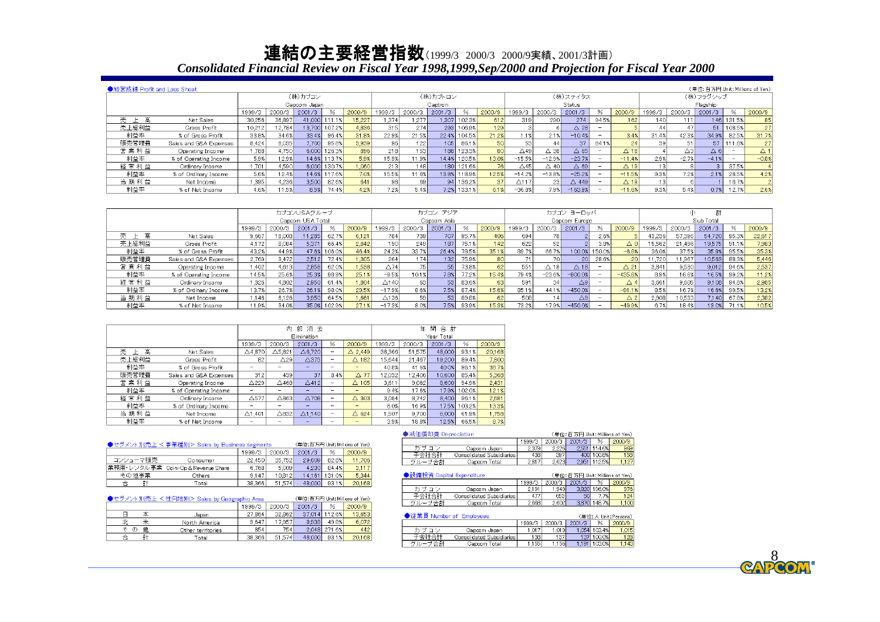# 連結の主要経営指数（1999/3 2000/3 2000/9実績、2001/3計画）

***Consolidated Financial Review on Fiscal Year 1998,1999,Sep/2000 and Projection for Fiscal Year 2000***

●経営成績 Profit and Loss Sheet

（単位：百万円 Unit: Millions of Yen）

| | | (株)カプコン Capcom Japan | | | | | (株)カプトロン Captron | | | | | (株)ステイタス Status | | | | | (株)フラグシップ Flagship | | | | |
|---|---|---|---|---|---|---|---|---|---|---|---|---|---|---|---|---|---|---|---|---|---|
| | | 1999/3 | 2000/3 | 2001/3 | % | 2000/9 | 1999/3 | 2000/3 | 2001/3 | % | 2000/9 | 1999/3 | 2000/3 | 2001/3 | % | 2000/9 | 1999/3 | 2000/3 | 2001/3 | % | 2000/9 |
| 売上高 | Net Sales | 30,256 | 36,897 | 41,000 | 111.1% | 15,227 | 1,374 | 1,277 | 1,307 | 102.3% | 612 | 319 | 290 | 274 | 94.5% | 162 | 140 | 111 | 146 | 131.5% | 85 |
| 売上総利益 | Gross Profit | 10,212 | 12,784 | 13,700 | 107.2% | 4,836 | 315 | 274 | 293 | 106.9% | 129 | 3 | 6 | △28 | − | 5 | 44 | 47 | 51 | 108.5% | 27 |
| 利益率 | % of Gross Profit | 33.8% | 34.6% | 33.4% | 96.4% | 31.8% | 22.9% | 21.5% | 22.4% | 104.5% | 21.2% | 1.1% | 2.1% | −10.4% | − | 3.4% | 31.4% | 42.3% | 34.9% | 82.5% | 31.7% |
| 販売管理費 | Sales and G&A Expenses | 8,424 | 8,035 | 7,700 | 95.8% | 3,939 | 96 | 122 | 105 | 86.1% | 50 | 53 | 44 | 37 | 84.1% | 24 | 39 | 51 | 57 | 111.8% | 27 |
| 営業利益 | Operating Income | 1,788 | 4,750 | 6,000 | 126.3% | 896 | 218 | 153 | 188 | 123.3% | 80 | △49 | △38 | △65 | − | △18 | 4 | △3 | △6 | − | △1 |
| 利益率 | % of Operating Income | 5.9% | 12.9% | 14.6% | 113.7% | 5.9% | 15.9% | 11.9% | 14.4% | 120.5% | 13.0% | −15.5% | −12.9% | −23.7% | − | −11.4% | 2.9% | −2.7% | −4.1% | − | −0.8% |
| 経常利益 | Ordinary Income | 1,701 | 4,590 | 6,000 | 130.7% | 1,060 | 213 | 148 | 180 | 121.6% | 76 | △45 | △40 | △69 | − | △19 | 13 | 8 | 3 | 37.5% | 4 |
| 利益率 | % of Ordinary Income | 5.6% | 12.4% | 14.6% | 117.6% | 7.0% | 15.5% | 11.6% | 13.8% | 118.9% | 12.5% | −14.2% | −13.8% | −25.2% | − | −11.5% | 9.3% | 7.2% | 2.1% | 28.5% | 4.2% |
| 当期利益 | Net Income | 1,395 | 4,238 | 3,500 | 82.6% | 641 | 98 | 69 | 94 | 136.2% | 37 | △117 | 23 | △449 | − | △19 | 13 | 6 | 1 | 16.7% | 2 |
| 利益率 | % of Net Income | 4.6% | 11.5% | 8.5% | 74.4% | 4.2% | 7.2% | 5.4% | 7.2% | 133.1% | 6.1% | −36.8% | 7.9% | −163.9% | − | −11.6% | 9.3% | 5.4% | 0.7% | 12.7% | 2.6% |

| | | カプコンUSAグループ Capcom USA Total | | | | | カプコン アジア Capcom Asia | | | | | カプコン ヨーロッパ Capcom Europe | | | | | 小計 Sub Total | | | | |
|---|---|---|---|---|---|---|---|---|---|---|---|---|---|---|---|---|---|---|---|---|---|
| | | 1999/3 | 2000/3 | 2001/3 | % | 2000/9 | 1999/3 | 2000/3 | 2001/3 | % | 2000/9 | 1999/3 | 2000/3 | 2001/3 | % | 2000/9 | 1999/3 | 2000/3 | 2001/3 | % | 2000/9 |
| 売上高 | Net Sales | 9,667 | 18,003 | 11,285 | 62.7% | 6,121 | 784 | 739 | 707 | 95.7% | 406 | 694 | 78 | 2 | 2.6% | 5 | 43,236 | 57,396 | 54,720 | 95.3% | 22,617 |
| 売上総利益 | Gross Profit | 4,172 | 8,084 | 5,371 | 66.4% | 2,842 | 190 | 249 | 187 | 75.1% | 142 | 622 | 52 | 2 | 3.8% | △0 | 15,562 | 21,496 | 19,575 | 91.1% | 7,983 |
| 利益率 | % of Gross Profit | 43.2% | 44.9% | 47.6% | 106.0% | 46.4% | 24.3% | 33.7% | 26.4% | 78.5% | 35.1% | 89.7% | 66.7% | 100.0% | 150.0% | −6.8% | 36.0% | 37.5% | 35.8% | 95.5% | 35.3% |
| 販売管理費 | Sales and G&A Expenses | 2,769 | 3,472 | 2,512 | 72.4% | 1,305 | 264 | 174 | 132 | 75.9% | 80 | 71 | 70 | 20 | 28.6% | 20 | 11,720 | 11,967 | 10,563 | 88.3% | 5,446 |
| 営業利益 | Operating Income | 1,402 | 4,613 | 2,858 | 62.0% | 1,538 | △74 | 75 | 55 | 73.8% | 62 | 551 | △18 | △18 | − | △21 | 3,841 | 9,530 | 9,012 | 94.6% | 2,537 |
| 利益率 | % of Operating Income | 14.5% | 25.6% | 25.3% | 98.9% | 25.1% | −9.5% | 10.1% | 7.8% | 77.2% | 15.4% | 79.4% | −23.6% | −900.0% | − | −435.8% | 8.9% | 16.6% | 16.5% | 99.2% | 11.2% |
| 経常利益 | Ordinary Income | 1,326 | 4,802 | 2,950 | 61.4% | 1,804 | △140 | 63 | 53 | 83.6% | 63 | 591 | 34 | △9 | − | △4 | 3,661 | 9,605 | 9,106 | 94.8% | 2,985 |
| 利益率 | % of Ordinary Income | 13.7% | 26.7% | 26.1% | 98.0% | 29.5% | −17.9% | 8.6% | 7.5% | 87.4% | 15.6% | 85.1% | 44.1% | −450.0% | − | −91.1% | 8.5% | 16.7% | 16.6% | 99.5% | 13.2% |
| 当期利益 | Net Income | 1,146 | 6,126 | 3,950 | 64.5% | 1,661 | △136 | 59 | 53 | 89.6% | 62 | 508 | 14 | △9 | − | △2 | 2,906 | 10,533 | 7,140 | 67.8% | 2,382 |
| 利益率 | % of Net Income | 11.9% | 34.0% | 35.0% | 102.9% | 27.1% | −17.3% | 8.0% | 7.5% | 93.9% | 15.3% | 73.2% | 17.9% | −450.0% | − | −49.3% | 6.7% | 18.4% | 13.0% | 71.1% | 10.5% |

| | | 内部消去 Elimination | | | | | 年間合計 Year Total | | | | |
|---|---|---|---|---|---|---|---|---|---|---|---|
| | | 1999/3 | 2000/3 | 2001/3 | % | 2000/9 | 1999/3 | 2000/3 | 2001/3 | % | 2000/9 |
| 売上高 | Net Sales | △4,870 | △5,821 | △6,720 | − | △2,449 | 38,366 | 51,575 | 48,000 | 93.1% | 20,168 |
| 売上総利益 | Gross Profit | 82 | △29 | △375 | − | △182 | 15,644 | 21,467 | 19,200 | 89.4% | 7,800 |
| 利益率 | % of Gross Profit | − | − | − | − | − | 40.8% | 41.6% | 40.0% | 96.1% | 38.7% |
| 販売管理費 | Sales and G&A Expenses | 312 | 439 | 37 | 8.4% | △77 | 12,032 | 12,406 | 10,600 | 85.4% | 5,368 |
| 営業利益 | Operating Income | △229 | △468 | △412 | − | △105 | 3,611 | 9,062 | 8,600 | 94.9% | 2,431 |
| 利益率 | % of Operating Income | − | − | − | − | − | 9.4% | 17.6% | 17.9% | 102.0% | 12.1% |
| 経常利益 | Ordinary Income | △577 | △863 | △706 | − | △303 | 3,084 | 8,742 | 8,400 | 96.1% | 2,681 |
| 利益率 | % of Ordinary Income | − | − | − | − | − | 8.0% | 16.9% | 17.5% | 103.2% | 13.3% |
| 当期利益 | Net Income | △1,401 | △832 | △1,140 | − | △624 | 1,507 | 9,700 | 6,000 | 61.9% | 1,758 |
| 利益率 | % of Net Income | − | − | − | − | − | 3.9% | 18.8% | 12.5% | 66.5% | 8.7% |

●セグメント別売上＜事業種別＞ Sales by Business segments

（単位：百万円 Unit: Millions of Yen）

| | | 1999/3 | 2000/3 | 2001/3 | % | 2000/9 |
|---|---|---|---|---|---|---|
| コンシューマ販売 | Consumer | 22,450 | 35,752 | 29,600 | 82.8% | 11,706 |
| 業務用・レンタル事業 | Coin-Op & Revenue Share | 6,769 | 5,009 | 4,230 | 84.4% | 3,117 |
| その他事業 | Others | 9,147 | 10,812 | 14,161 | 131.0% | 5,344 |
| 合計 | Total | 38,366 | 51,574 | 48,000 | 93.1% | 20,168 |

●セグメント別売上＜仕向地別＞ Sales by Geographic Area

（単位：百万円 Unit: Millions of Yen）

| | | 1999/3 | 2000/3 | 2001/3 | % | 2000/9 |
|---|---|---|---|---|---|---|
| 日本 | Japan | 27,864 | 32,862 | 37,014 | 112.6% | 13,653 |
| 北米 | North America | 9,647 | 17,957 | 8,938 | 49.8% | 6,072 |
| その他 | Other territories | 854 | 754 | 2,048 | 271.6% | 442 |
| 合計 | Total | 38,366 | 51,574 | 48,000 | 93.1% | 20,168 |

●減価償却費 Depreciation

（単位：百万円 Unit: Millions of Yen）

| | | 1999/3 | 2000/3 | 2001/3 | % | 2000/9 |
|---|---|---|---|---|---|---|
| カプコン | Capcom Japan | 2,379 | 2,226 | 2,551 | 114.6% | 969 |
| 子会社合計 | Consolidated Subsidiaries | 438 | 397 | 400 | 100.8% | 158 |
| グループ合計 | Capcom Total | 2,817 | 2,623 | 2,951 | 112.5% | 1,127 |

●設備投資 Capital Expenditure

（単位：百万円 Unit: Millions of Yen）

| | | 1999/3 | 2000/3 | 2001/3 | % | 2000/9 |
|---|---|---|---|---|---|---|
| カプコン | Capcom Japan | 2,191 | 1,949 | 3,820 | 196.0% | 976 |
| 子会社合計 | Consolidated Subsidiaries | 477 | 653 | 50 | 7.7% | 124 |
| グループ合計 | Capcom Total | 2,668 | 2,602 | 3,870 | 148.7% | 1,100 |

●従業員 Number of Employees

（単位：人 Unit: Persons）

| | | 1999/3 | 2000/3 | 2001/3 | % | 2000/9 |
|---|---|---|---|---|---|---|
| カプコン | Capcom Japan | 1,017 | 1,019 | 1,054 | 103.4% | 1,015 |
| 子会社合計 | Consolidated Subsidiaries | 138 | 137 | 137 | 100.0% | 128 |
| グループ合計 | Capcom Total | 1,155 | 1,156 | 1,191 | 103.0% | 1,143 |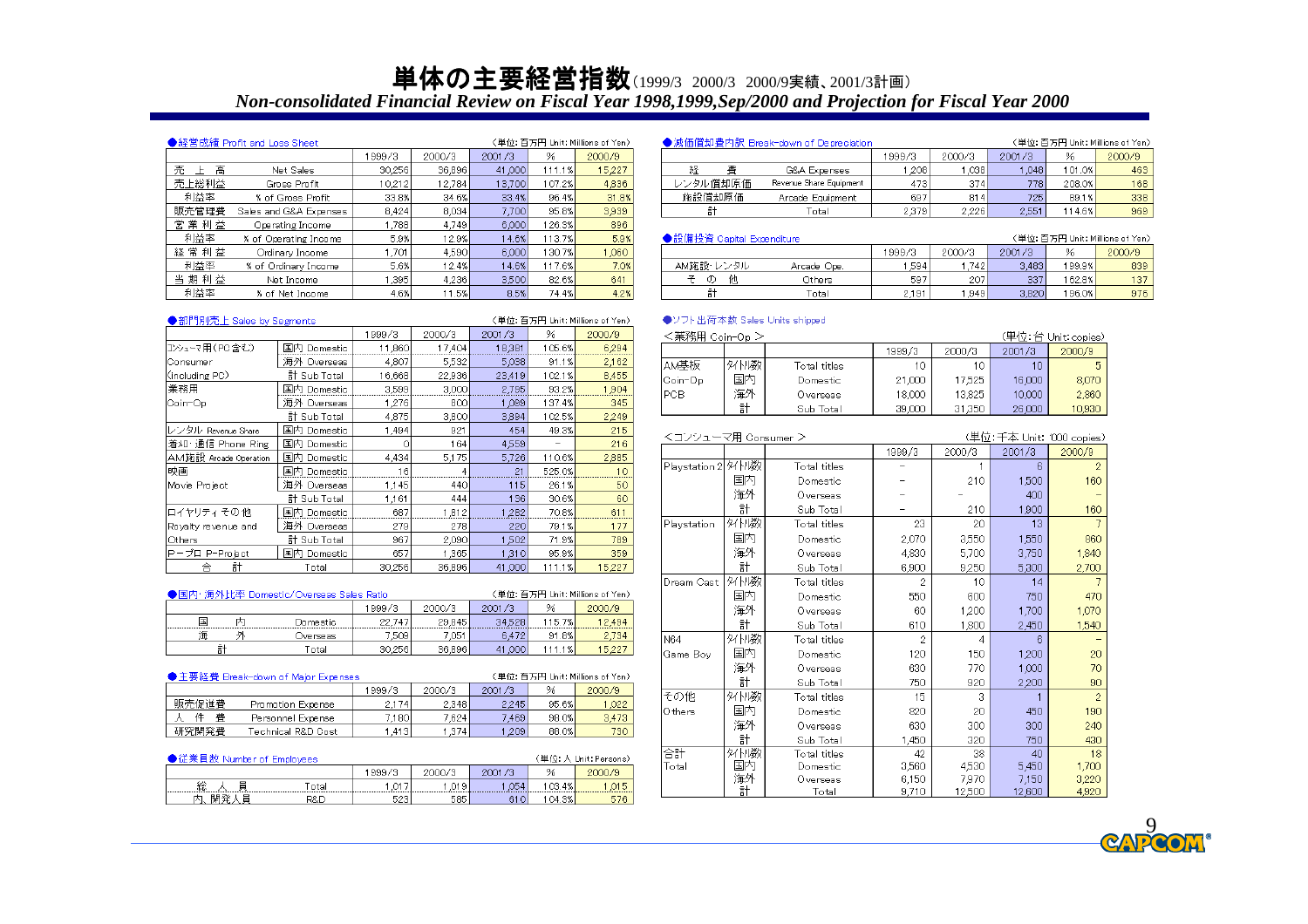# 単体の主要経営指数（1999/3 2000/3 2000/9実績、2001/3計画）

*Non-consolidated Financial Review on Fiscal Year 1998,1999,Sep/2000 and Projection for Fiscal Year 2000*

●経営成績 Profit and Loss Sheet　（単位: 百万円 Unit: Millions of Yen）

| | | 1999/3 | 2000/3 | 2001/3 | % | 2000/9 |
|---|---|---|---|---|---|---|
| 売上高 | Net Sales | 30,256 | 36,896 | 41,000 | 111.1% | 15,227 |
| 売上総利益 | Gross Profit | 10,212 | 12,784 | 13,700 | 107.2% | 4,836 |
| 利益率 | % of Gross Profit | 33.8% | 34.6% | 33.4% | 96.4% | 31.8% |
| 販売管理費 | Sales and G&A Expenses | 8,424 | 8,034 | 7,700 | 95.8% | 3,939 |
| 営業利益 | Operating Income | 1,788 | 4,749 | 6,000 | 126.3% | 896 |
| 利益率 | % of Operating Income | 5.9% | 12.9% | 14.6% | 113.7% | 5.9% |
| 経常利益 | Ordinary Income | 1,701 | 4,590 | 6,000 | 130.7% | 1,060 |
| 利益率 | % of Ordinary Income | 5.6% | 12.4% | 14.6% | 117.6% | 7.0% |
| 当期利益 | Net Income | 1,395 | 4,236 | 3,500 | 82.6% | 641 |
| 利益率 | % of Net Income | 4.6% | 11.5% | 8.5% | 74.4% | 4.2% |

●部門別売上 Sales by Segments　（単位: 百万円 Unit: Millions of Yen）

| | | 1999/3 | 2000/3 | 2001/3 | % | 2000/9 |
|---|---|---|---|---|---|---|
| コンシューマ用（PC含む） Consumer (including PC) | 国内 Domestic | 11,860 | 17,404 | 18,381 | 105.6% | 6,294 |
| | 海外 Overseas | 4,807 | 5,532 | 5,038 | 91.1% | 2,162 |
| | 計 Sub Total | 16,668 | 22,936 | 23,419 | 102.1% | 8,455 |
| 業務用 Coin-Op | 国内 Domestic | 3,599 | 3,000 | 2,795 | 93.2% | 1,904 |
| | 海外 Overseas | 1,276 | 800 | 1,099 | 137.4% | 345 |
| | 計 Sub Total | 4,875 | 3,800 | 3,894 | 102.5% | 2,249 |
| レンタル Revenue Share | 国内 Domestic | 1,494 | 921 | 454 | 49.3% | 215 |
| 着メロ・通信 Phone Ring | 国内 Domestic | 0 | 164 | 4,559 | – | 216 |
| AM施設 Arcade Operation | 国内 Domestic | 4,434 | 5,175 | 5,726 | 110.6% | 2,885 |
| 映画 Movie Project | 国内 Domestic | 16 | 4 | 21 | 525.0% | 10 |
| | 海外 Overseas | 1,145 | 440 | 115 | 26.1% | 50 |
| | 計 Sub Total | 1,161 | 444 | 136 | 30.6% | 60 |
| ロイヤリティその他 Royalty revenue and Others | 国内 Domestic | 687 | 1,812 | 1,282 | 70.8% | 611 |
| | 海外 Overseas | 279 | 278 | 220 | 79.1% | 177 |
| | 計 Sub Total | 967 | 2,090 | 1,502 | 71.9% | 789 |
| P-プロ P-Project | 国内 Domestic | 657 | 1,365 | 1,310 | 95.9% | 359 |
| 合計 | Total | 30,256 | 36,896 | 41,000 | 111.1% | 15,227 |

●国内・海外比率 Domestic/Overseas Sales Ratio　（単位: 百万円 Unit: Millions of Yen）

| | | 1999/3 | 2000/3 | 2001/3 | % | 2000/9 |
|---|---|---|---|---|---|---|
| 国内 | Domestic | 22,747 | 29,845 | 34,528 | 115.7% | 12,494 |
| 海外 | Overseas | 7,508 | 7,051 | 6,472 | 91.8% | 2,734 |
| 計 | Total | 30,256 | 36,896 | 41,000 | 111.1% | 15,227 |

●主要経費 Break-down of Major Expenses　（単位: 百万円 Unit: Millions of Yen）

| | | 1999/3 | 2000/3 | 2001/3 | % | 2000/9 |
|---|---|---|---|---|---|---|
| 販売促進費 | Promotion Expense | 2,174 | 2,348 | 2,245 | 95.6% | 1,022 |
| 人件費 | Personnel Expense | 7,180 | 7,624 | 7,469 | 98.0% | 3,473 |
| 研究開発費 | Technical R&D Cost | 1,413 | 1,374 | 1,209 | 88.0% | 730 |

●従業員数 Number of Employees　（単位: 人 Unit: Persons）

| | | 1999/3 | 2000/3 | 2001/3 | % | 2000/9 |
|---|---|---|---|---|---|---|
| 総人員 | Total | 1,017 | 1,019 | 1,054 | 103.4% | 1,015 |
| 内、開発人員 | R&D | 523 | 585 | 610 | 104.3% | 576 |

●減価償却費内訳 Break-down of Depreciation　（単位: 百万円 Unit: Millions of Yen）

| | | 1999/3 | 2000/3 | 2001/3 | % | 2000/9 |
|---|---|---|---|---|---|---|
| 経費 | G&A Expenses | 1,208 | 1,038 | 1,048 | 101.0% | 463 |
| レンタル償却原価 | Revenue Share Equipment | 473 | 374 | 778 | 208.0% | 168 |
| 施設償却原価 | Arcade Equipment | 697 | 814 | 725 | 89.1% | 338 |
| 計 | Total | 2,378 | 2,226 | 2,551 | 114.6% | 969 |

●設備投資 Capital Expenditure　（単位: 百万円 Unit: Millions of Yen）

| | | 1999/3 | 2000/3 | 2001/3 | % | 2000/9 |
|---|---|---|---|---|---|---|
| AM施設・レンタル | Arcade Ope. | 1,594 | 1,742 | 3,483 | 199.9% | 839 |
| その他 | Others | 597 | 207 | 337 | 162.8% | 137 |
| 計 | Total | 2,191 | 1,949 | 3,820 | 196.0% | 976 |

●ソフト出荷本数 Sales Units shipped

＜業務用 Coin-Op＞　（単位: 台 Unit: copies）

| | | | 1999/3 | 2000/3 | 2001/3 | 2000/9 |
|---|---|---|---|---|---|---|
| AM基板 Coin-Op PCB | タイトル数 | Total titles | 10 | 10 | 10 | 5 |
| | 国内 | Domestic | 21,000 | 17,525 | 16,000 | 8,070 |
| | 海外 | Overseas | 18,000 | 13,825 | 10,000 | 2,860 |
| | 計 | Sub Total | 39,000 | 31,350 | 26,000 | 10,930 |

＜コンシューマ用 Consumer＞　（単位: 千本 Unit: '000 copies）

| | | | 1999/3 | 2000/3 | 2001/3 | 2000/9 |
|---|---|---|---|---|---|---|
| Playstation 2 | タイトル数 | Total titles | – | 1 | 6 | 2 |
| | 国内 | Domestic | – | 210 | 1,500 | 160 |
| | 海外 | Overseas | – | – | 400 | – |
| | 計 | Sub Total | – | 210 | 1,900 | 160 |
| Playstation | タイトル数 | Total titles | 23 | 20 | 13 | 7 |
| | 国内 | Domestic | 2,070 | 3,550 | 1,550 | 860 |
| | 海外 | Overseas | 4,830 | 5,700 | 3,750 | 1,840 |
| | 計 | Sub Total | 6,900 | 9,250 | 5,300 | 2,700 |
| Dream Cast | タイトル数 | Total titles | 2 | 10 | 14 | 7 |
| | 国内 | Domestic | 550 | 600 | 750 | 470 |
| | 海外 | Overseas | 60 | 1,200 | 1,700 | 1,070 |
| | 計 | Sub Total | 610 | 1,800 | 2,450 | 1,540 |
| N64 Game Boy | タイトル数 | Total titles | 2 | 4 | 6 | – |
| | 国内 | Domestic | 120 | 150 | 1,200 | 20 |
| | 海外 | Overseas | 630 | 770 | 1,000 | 70 |
| | 計 | Sub Total | 750 | 920 | 2,200 | 90 |
| その他 Others | タイトル数 | Total titles | 15 | 3 | 1 | 2 |
| | 国内 | Domestic | 820 | 20 | 450 | 190 |
| | 海外 | Overseas | 630 | 300 | 300 | 240 |
| | 計 | Sub Total | 1,450 | 320 | 750 | 430 |
| 合計 Total | タイトル数 | Total titles | 42 | 38 | 40 | 18 |
| | 国内 | Domestic | 3,560 | 4,530 | 5,450 | 1,700 |
| | 海外 | Overseas | 6,150 | 7,970 | 7,150 | 3,220 |
| | 計 | Total | 9,710 | 12,500 | 12,600 | 4,920 |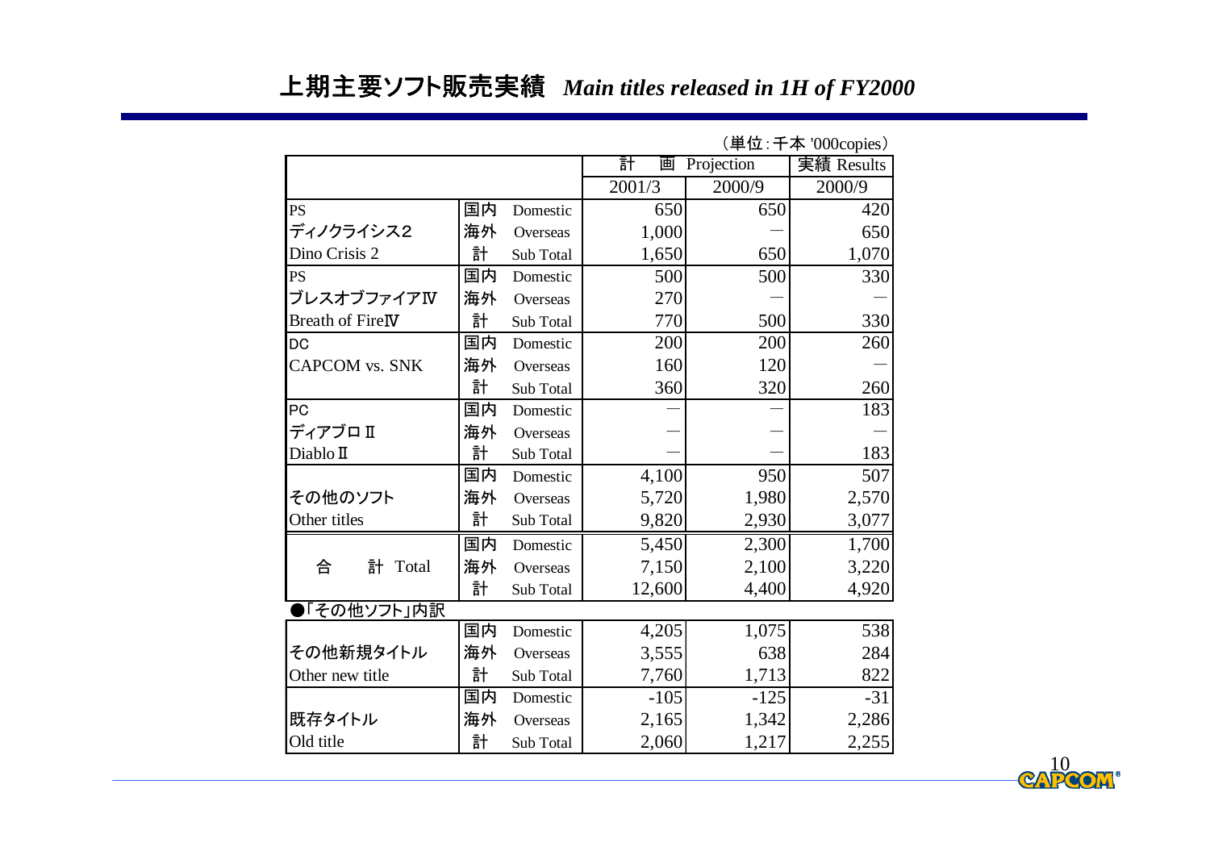# 上期主要ソフト販売実績 *Main titles released in 1H of FY2000*

（単位：千本 '000copies）

| | | 計画 Projection | | 実績 Results |
|---|---|---|---|---|
| | | 2001/3 | 2000/9 | 2000/9 |
| PS | 国内 Domestic | 650 | 650 | 420 |
| ディノクライシス2 | 海外 Overseas | 1,000 | — | 650 |
| Dino Crisis 2 | 計 Sub Total | 1,650 | 650 | 1,070 |
| PS | 国内 Domestic | 500 | 500 | 330 |
| ブレスオブファイアⅣ | 海外 Overseas | 270 | — | — |
| Breath of FireⅣ | 計 Sub Total | 770 | 500 | 330 |
| DC | 国内 Domestic | 200 | 200 | 260 |
| CAPCOM vs. SNK | 海外 Overseas | 160 | 120 | — |
| | 計 Sub Total | 360 | 320 | 260 |
| PC | 国内 Domestic | — | — | 183 |
| ディアブロⅡ | 海外 Overseas | — | — | — |
| DiabloⅡ | 計 Sub Total | — | — | 183 |
| | 国内 Domestic | 4,100 | 950 | 507 |
| その他のソフト | 海外 Overseas | 5,720 | 1,980 | 2,570 |
| Other titles | 計 Sub Total | 9,820 | 2,930 | 3,077 |
| | 国内 Domestic | 5,450 | 2,300 | 1,700 |
| 合　計 Total | 海外 Overseas | 7,150 | 2,100 | 3,220 |
| | 計 Sub Total | 12,600 | 4,400 | 4,920 |

●「その他ソフト」内訳

| | | 計画 Projection 2001/3 | 計画 Projection 2000/9 | 実績 Results 2000/9 |
|---|---|---|---|---|
| | 国内 Domestic | 4,205 | 1,075 | 538 |
| その他新規タイトル | 海外 Overseas | 3,555 | 638 | 284 |
| Other new title | 計 Sub Total | 7,760 | 1,713 | 822 |
| | 国内 Domestic | -105 | -125 | -31 |
| 既存タイトル | 海外 Overseas | 2,165 | 1,342 | 2,286 |
| Old title | 計 Sub Total | 2,060 | 1,217 | 2,255 |